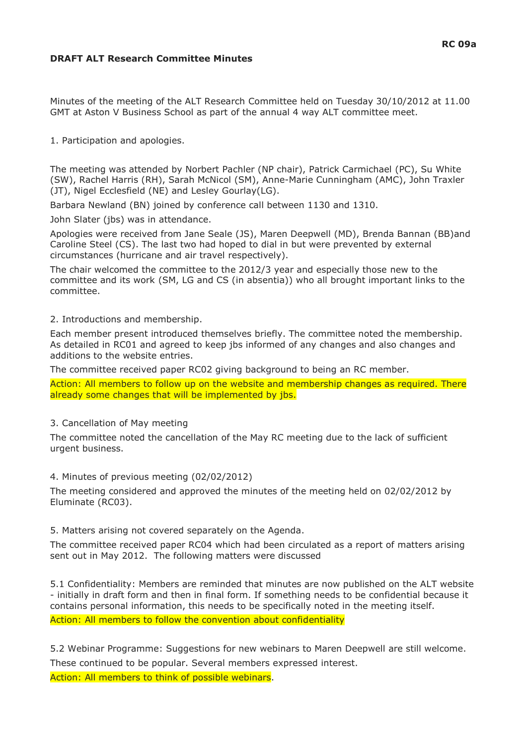RC 09a

**DRAFT ALT Research Committee Minutes**

Minutes of the meeting of the ALT Research Committee held on Tuesday 30/10/2012 at 11.00 GMT at Aston V Business School as part of the annual 4 way ALT committee meet.

1. Participation and apologies.

The meeting was attended by Norbert Pachler (NP chair), Patrick Carmichael (PC), Su White (SW), Rachel Harris (RH), Sarah McNicol (SM), Anne-Marie Cunningham (AMC), John Traxler (JT), Nigel Ecclesfield (NE) and Lesley Gourlay(LG).

Barbara Newland (BN) joined by conference call between 1130 and 1310.

John Slater (jbs) was in attendance.

Apologies were received from Jane Seale (JS), Maren Deepwell (MD), Brenda Bannan (BB)and Caroline Steel (CS). The last two had hoped to dial in but were prevented by external circumstances (hurricane and air travel respectively).

The chair welcomed the committee to the 2012/3 year and especially those new to the committee and its work (SM, LG and CS (in absentia)) who all brought important links to the committee.

2. Introductions and membership.

Each member present introduced themselves briefly. The committee noted the membership. As detailed in RC01 and agreed to keep jbs informed of any changes and also changes and additions to the website entries.

The committee received paper RC02 giving background to being an RC member.

Action: All members to follow up on the website and membership changes as required. There already some changes that will be implemented by jbs.

3. Cancellation of May meeting

The committee noted the cancellation of the May RC meeting due to the lack of sufficient urgent business.

4. Minutes of previous meeting (02/02/2012)

The meeting considered and approved the minutes of the meeting held on 02/02/2012 by Eluminate (RC03).

5. Matters arising not covered separately on the Agenda.

The committee received paper RC04 which had been circulated as a report of matters arising sent out in May 2012. The following matters were discussed

5.1 Confidentiality: Members are reminded that minutes are now published on the ALT website - initially in draft form and then in final form. If something needs to be confidential because it contains personal information, this needs to be specifically noted in the meeting itself.

Action: All members to follow the convention about confidentiality

5.2 Webinar Programme: Suggestions for new webinars to Maren Deepwell are still welcome. These continued to be popular. Several members expressed interest.

Action: All members to think of possible webinars.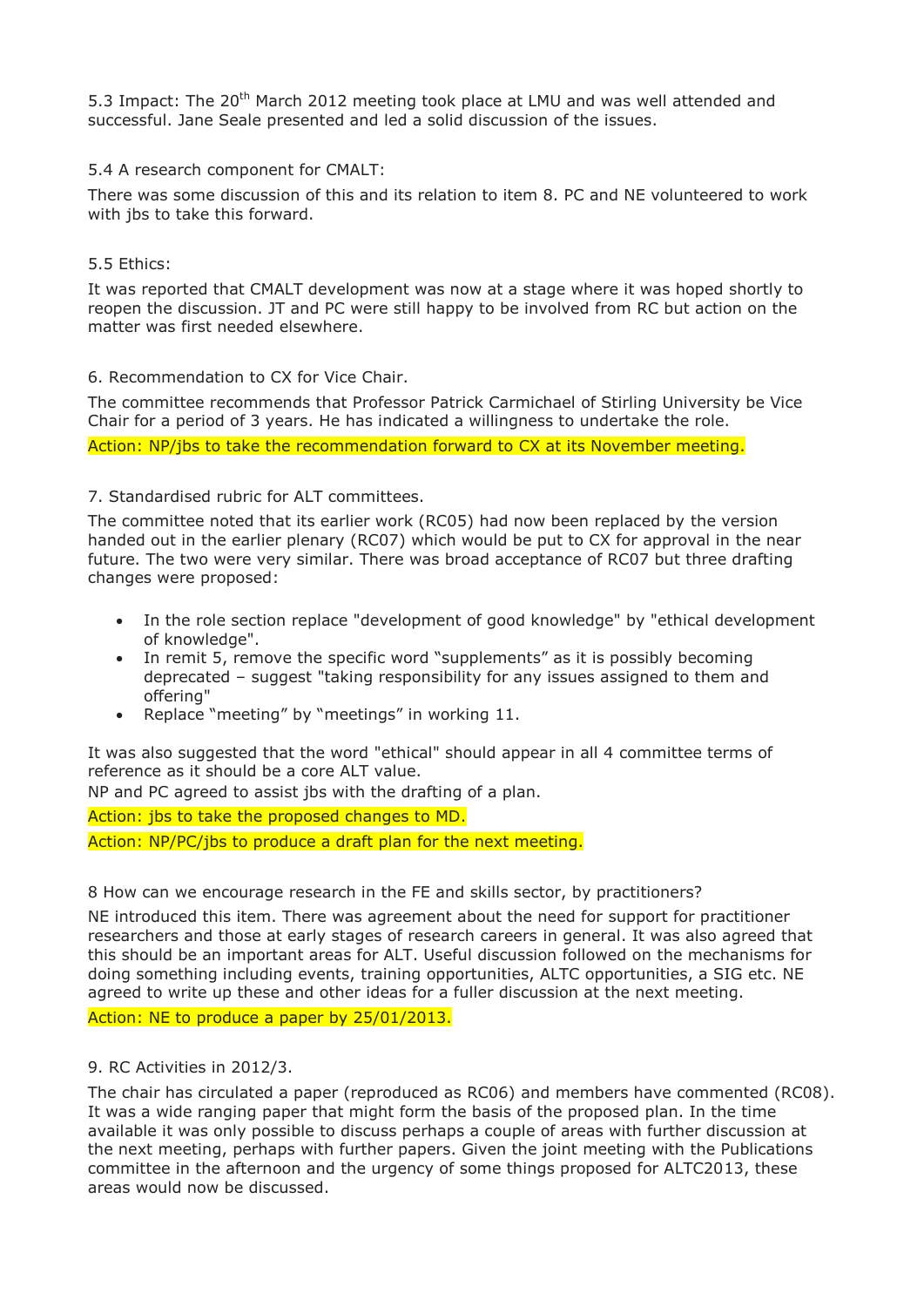5.3 Impact: The 20th March 2012 meeting took place at LMU and was well attended and successful. Jane Seale presented and led a solid discussion of the issues.

5.4 A research component for CMALT:

There was some discussion of this and its relation to item 8. PC and NE volunteered to work with jbs to take this forward.

5.5 Ethics:

It was reported that CMALT development was now at a stage where it was hoped shortly to reopen the discussion. JT and PC were still happy to be involved from RC but action on the matter was first needed elsewhere.

6. Recommendation to CX for Vice Chair.

The committee recommends that Professor Patrick Carmichael of Stirling University be Vice Chair for a period of 3 years. He has indicated a willingness to undertake the role.

Action: NP/jbs to take the recommendation forward to CX at its November meeting.

7. Standardised rubric for ALT committees.

The committee noted that its earlier work (RC05) had now been replaced by the version handed out in the earlier plenary (RC07) which would be put to CX for approval in the near future. The two were very similar. There was broad acceptance of RC07 but three drafting changes were proposed:

- In the role section replace "development of good knowledge" by "ethical development of knowledge".
- In remit 5, remove the specific word "supplements" as it is possibly becoming deprecated – suggest "taking responsibility for any issues assigned to them and offering"
- Replace "meeting" by "meetings" in working 11.

It was also suggested that the word "ethical" should appear in all 4 committee terms of reference as it should be a core ALT value.
NP and PC agreed to assist jbs with the drafting of a plan.

Action: jbs to take the proposed changes to MD.

Action: NP/PC/jbs to produce a draft plan for the next meeting.

8 How can we encourage research in the FE and skills sector, by practitioners?

NE introduced this item. There was agreement about the need for support for practitioner researchers and those at early stages of research careers in general. It was also agreed that this should be an important areas for ALT. Useful discussion followed on the mechanisms for doing something including events, training opportunities, ALTC opportunities, a SIG etc. NE agreed to write up these and other ideas for a fuller discussion at the next meeting.

Action: NE to produce a paper by 25/01/2013.

9. RC Activities in 2012/3.

The chair has circulated a paper (reproduced as RC06) and members have commented (RC08). It was a wide ranging paper that might form the basis of the proposed plan. In the time available it was only possible to discuss perhaps a couple of areas with further discussion at the next meeting, perhaps with further papers. Given the joint meeting with the Publications committee in the afternoon and the urgency of some things proposed for ALTC2013, these areas would now be discussed.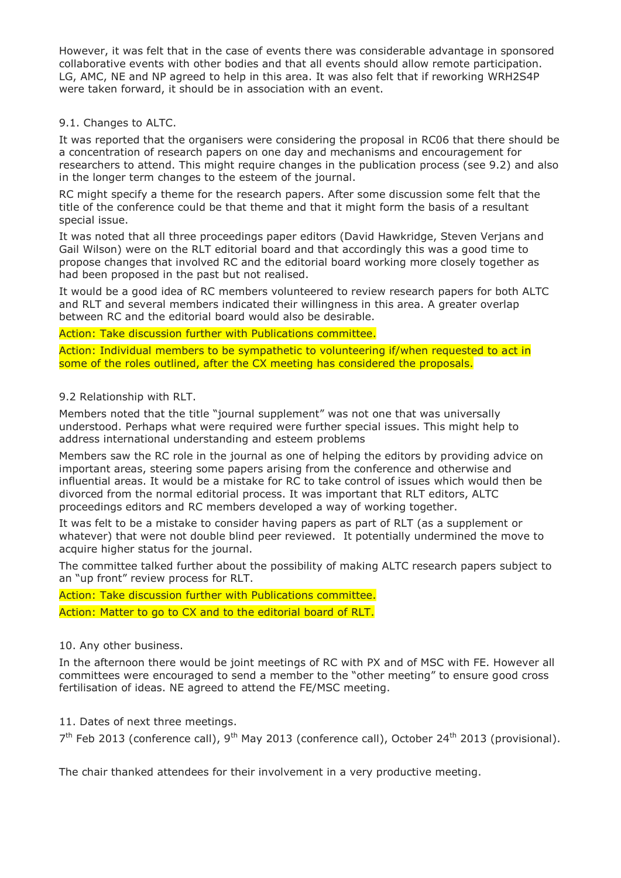However, it was felt that in the case of events there was considerable advantage in sponsored collaborative events with other bodies and that all events should allow remote participation. LG, AMC, NE and NP agreed to help in this area. It was also felt that if reworking WRH2S4P were taken forward, it should be in association with an event.

9.1. Changes to ALTC.

It was reported that the organisers were considering the proposal in RC06 that there should be a concentration of research papers on one day and mechanisms and encouragement for researchers to attend. This might require changes in the publication process (see 9.2) and also in the longer term changes to the esteem of the journal.

RC might specify a theme for the research papers. After some discussion some felt that the title of the conference could be that theme and that it might form the basis of a resultant special issue.

It was noted that all three proceedings paper editors (David Hawkridge, Steven Verjans and Gail Wilson) were on the RLT editorial board and that accordingly this was a good time to propose changes that involved RC and the editorial board working more closely together as had been proposed in the past but not realised.

It would be a good idea of RC members volunteered to review research papers for both ALTC and RLT and several members indicated their willingness in this area. A greater overlap between RC and the editorial board would also be desirable.

Action: Take discussion further with Publications committee.

Action: Individual members to be sympathetic to volunteering if/when requested to act in some of the roles outlined, after the CX meeting has considered the proposals.

9.2 Relationship with RLT.

Members noted that the title "journal supplement" was not one that was universally understood. Perhaps what were required were further special issues. This might help to address international understanding and esteem problems

Members saw the RC role in the journal as one of helping the editors by providing advice on important areas, steering some papers arising from the conference and otherwise and influential areas. It would be a mistake for RC to take control of issues which would then be divorced from the normal editorial process. It was important that RLT editors, ALTC proceedings editors and RC members developed a way of working together.

It was felt to be a mistake to consider having papers as part of RLT (as a supplement or whatever) that were not double blind peer reviewed. It potentially undermined the move to acquire higher status for the journal.

The committee talked further about the possibility of making ALTC research papers subject to an "up front" review process for RLT.

Action: Take discussion further with Publications committee.

Action: Matter to go to CX and to the editorial board of RLT.

10. Any other business.

In the afternoon there would be joint meetings of RC with PX and of MSC with FE. However all committees were encouraged to send a member to the "other meeting" to ensure good cross fertilisation of ideas. NE agreed to attend the FE/MSC meeting.

11. Dates of next three meetings.

7th Feb 2013 (conference call), 9th May 2013 (conference call), October 24th 2013 (provisional).

The chair thanked attendees for their involvement in a very productive meeting.